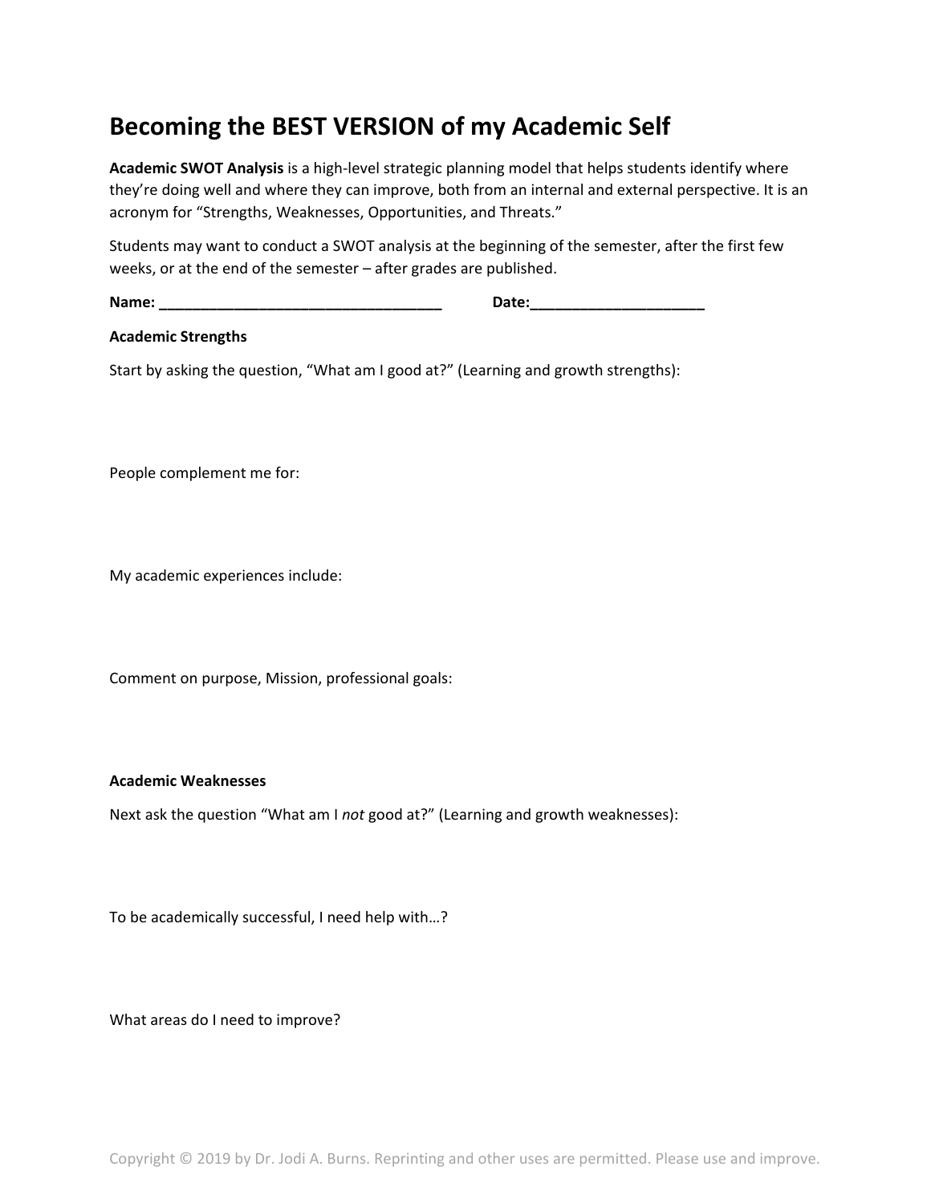# Becoming the BEST VERSION of my Academic Self

**Academic SWOT Analysis** is a high-level strategic planning model that helps students identify where they're doing well and where they can improve, both from an internal and external perspective. It is an acronym for "Strengths, Weaknesses, Opportunities, and Threats."

Students may want to conduct a SWOT analysis at the beginning of the semester, after the first few weeks, or at the end of the semester – after grades are published.

**Name: ___________________________________ Date:_____________________**

**Academic Strengths**

Start by asking the question, "What am I good at?" (Learning and growth strengths):

People complement me for:

My academic experiences include:

Comment on purpose, Mission, professional goals:

**Academic Weaknesses**

Next ask the question "What am I *not* good at?" (Learning and growth weaknesses):

To be academically successful, I need help with…?

What areas do I need to improve?

Copyright © 2019 by Dr. Jodi A. Burns. Reprinting and other uses are permitted. Please use and improve.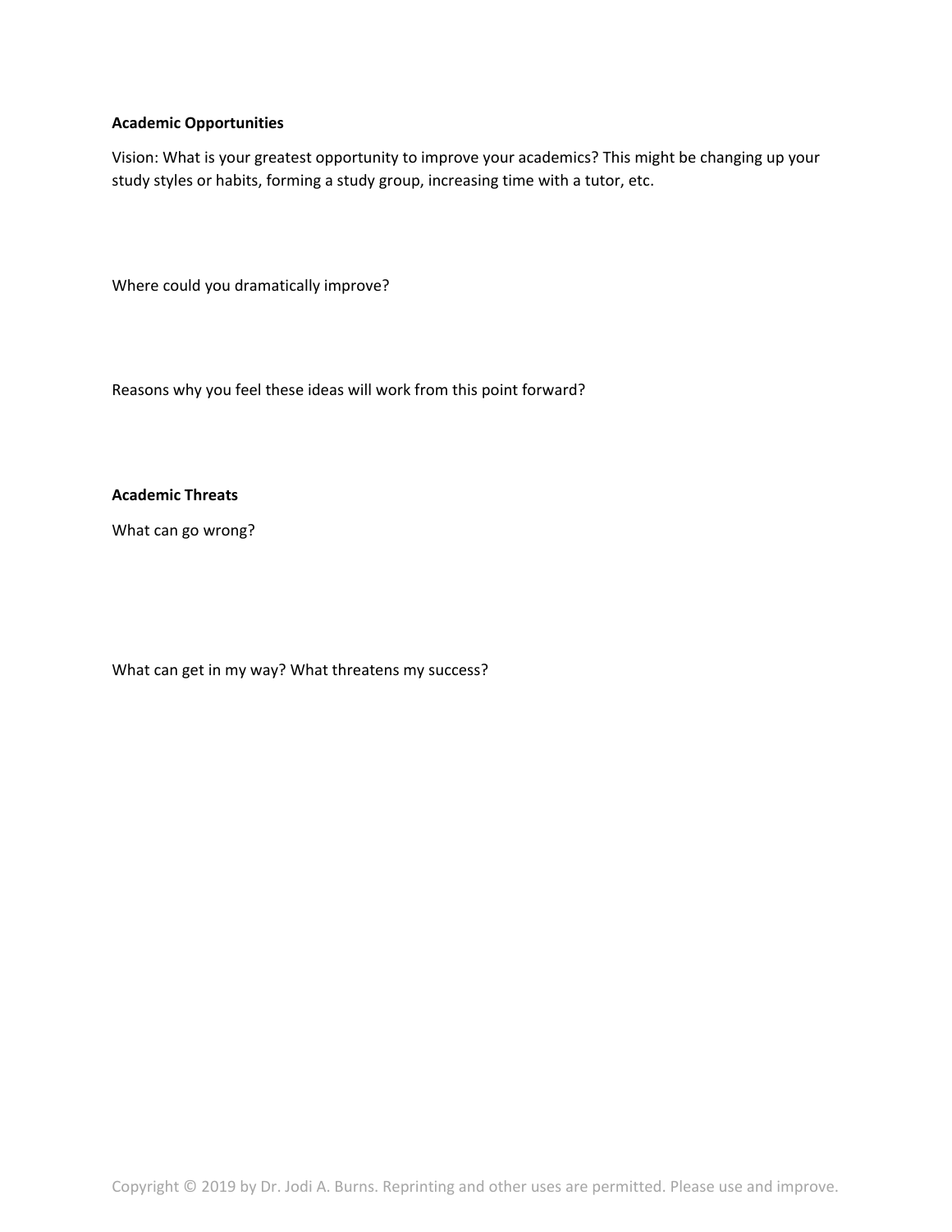**Academic Opportunities**

Vision: What is your greatest opportunity to improve your academics? This might be changing up your study styles or habits, forming a study group, increasing time with a tutor, etc.

Where could you dramatically improve?

Reasons why you feel these ideas will work from this point forward?

**Academic Threats**

What can go wrong?

What can get in my way? What threatens my success?

Copyright © 2019 by Dr. Jodi A. Burns. Reprinting and other uses are permitted. Please use and improve.